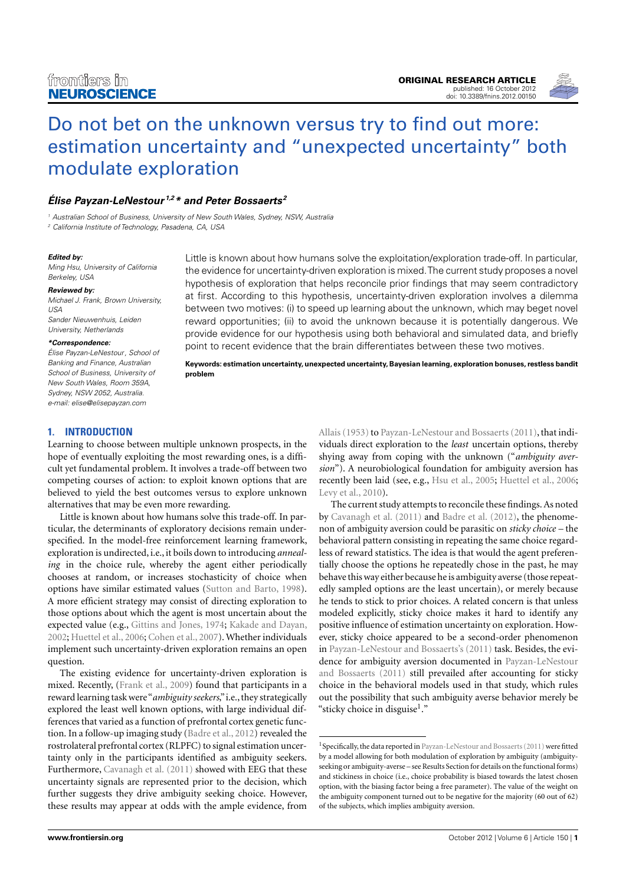ORIGINAL RESEARCH ARTICLE
published: 16 October 2012
doi: 10.3389/fnins.2012.00150

# Do not bet on the unknown versus try to find out more: estimation uncertainty and "unexpected uncertainty" both modulate exploration

***Élise Payzan-LeNestour*** **[1,2]** ***\**** ***and Peter Bossaerts*** **[2]**

[1] Australian School of Business, University of New South Wales, Sydney, NSW, Australia
[2] California Institute of Technology, Pasadena, CA, USA

***Edited by:***
Ming Hsu, University of California Berkeley, USA

***Reviewed by:***
Michael J. Frank, Brown University, USA
Sander Nieuwenhuis, Leiden University, Netherlands

***\*Correspondence:***
Élise Payzan-LeNestour, School of Banking and Finance, Australian School of Business, University of New South Wales, Room 359A, Sydney, NSW 2052, Australia.
e-mail: elise@elisepayzan.com

Little is known about how humans solve the exploitation/exploration trade-off. In particular, the evidence for uncertainty-driven exploration is mixed. The current study proposes a novel hypothesis of exploration that helps reconcile prior findings that may seem contradictory at first. According to this hypothesis, uncertainty-driven exploration involves a dilemma between two motives: (i) to speed up learning about the unknown, which may beget novel reward opportunities; (ii) to avoid the unknown because it is potentially dangerous. We provide evidence for our hypothesis using both behavioral and simulated data, and briefly point to recent evidence that the brain differentiates between these two motives.

**Keywords: estimation uncertainty, unexpected uncertainty, Bayesian learning, exploration bonuses, restless bandit problem**

## 1. INTRODUCTION

Learning to choose between multiple unknown prospects, in the hope of eventually exploiting the most rewarding ones, is a difficult yet fundamental problem. It involves a trade-off between two competing courses of action: to exploit known options that are believed to yield the best outcomes versus to explore unknown alternatives that may be even more rewarding.

Little is known about how humans solve this trade-off. In particular, the determinants of exploratory decisions remain underspecified. In the model-free reinforcement learning framework, exploration is undirected, i.e., it boils down to introducing *annealing* in the choice rule, whereby the agent either periodically chooses at random, or increases stochasticity of choice when options have similar estimated values (Sutton and Barto, 1998). A more efficient strategy may consist of directing exploration to those options about which the agent is most uncertain about the expected value (e.g., Gittins and Jones, 1974; Kakade and Dayan, 2002; Huettel et al., 2006; Cohen et al., 2007). Whether individuals implement such uncertainty-driven exploration remains an open question.

The existing evidence for uncertainty-driven exploration is mixed. Recently, (Frank et al., 2009) found that participants in a reward learning task were "*ambiguity seekers*," i.e., they strategically explored the least well known options, with large individual differences that varied as a function of prefrontal cortex genetic function. In a follow-up imaging study (Badre et al., 2012) revealed the rostrolateral prefrontal cortex (RLPFC) to signal estimation uncertainty only in the participants identified as ambiguity seekers. Furthermore, Cavanagh et al. (2011) showed with EEG that these uncertainty signals are represented prior to the decision, which further suggests they drive ambiguity seeking choice. However, these results may appear at odds with the ample evidence, from Allais (1953) to Payzan-LeNestour and Bossaerts (2011), that individuals direct exploration to the *least* uncertain options, thereby shying away from coping with the unknown ("*ambiguity aversion*"). A neurobiological foundation for ambiguity aversion has recently been laid (see, e.g., Hsu et al., 2005; Huettel et al., 2006; Levy et al., 2010).

The current study attempts to reconcile these findings. As noted by Cavanagh et al. (2011) and Badre et al. (2012), the phenomenon of ambiguity aversion could be parasitic on *sticky choice* – the behavioral pattern consisting in repeating the same choice regardless of reward statistics. The idea is that would the agent preferentially choose the options he repeatedly chose in the past, he may behave this way either because he is ambiguity averse (those repeatedly sampled options are the least uncertain), or merely because he tends to stick to prior choices. A related concern is that unless modeled explicitly, sticky choice makes it hard to identify any positive influence of estimation uncertainty on exploration. However, sticky choice appeared to be a second-order phenomenon in Payzan-LeNestour and Bossaerts's (2011) task. Besides, the evidence for ambiguity aversion documented in Payzan-LeNestour and Bossaerts (2011) still prevailed after accounting for sticky choice in the behavioral models used in that study, which rules out the possibility that such ambiguity averse behavior merely be "sticky choice in disguise[1]."

[1] Specifically, the data reported in Payzan-LeNestour and Bossaerts (2011) were fitted by a model allowing for both modulation of exploration by ambiguity (ambiguity-seeking or ambiguity-averse – see Results Section for details on the functional forms) and stickiness in choice (i.e., choice probability is biased towards the latest chosen option, with the biasing factor being a free parameter). The value of the weight on the ambiguity component turned out to be negative for the majority (60 out of 62) of the subjects, which implies ambiguity aversion.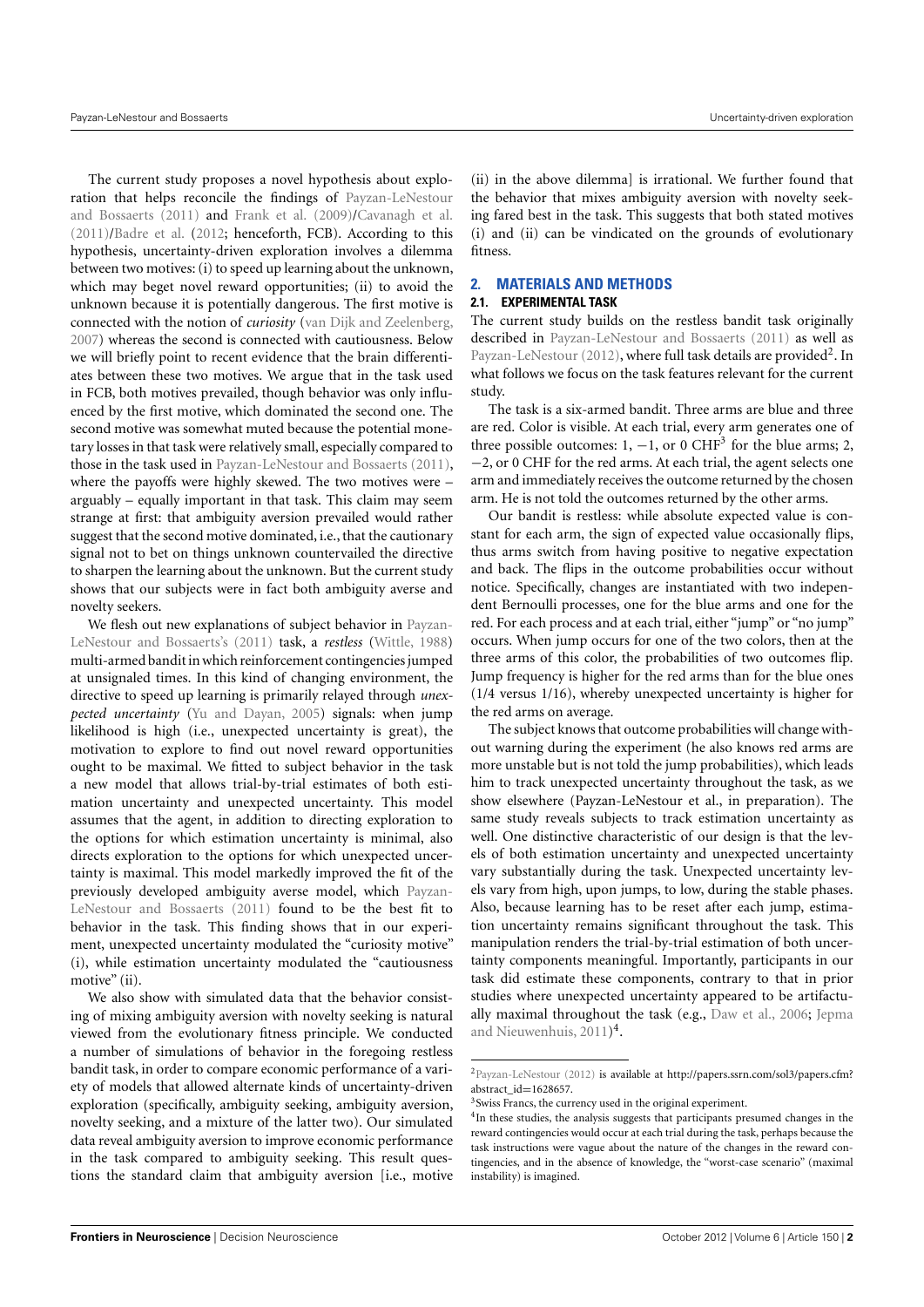The current study proposes a novel hypothesis about exploration that helps reconcile the findings of Payzan-LeNestour and Bossaerts (2011) and Frank et al. (2009)/Cavanagh et al. (2011)/Badre et al. (2012; henceforth, FCB). According to this hypothesis, uncertainty-driven exploration involves a dilemma between two motives: (i) to speed up learning about the unknown, which may beget novel reward opportunities; (ii) to avoid the unknown because it is potentially dangerous. The first motive is connected with the notion of *curiosity* (van Dijk and Zeelenberg, 2007) whereas the second is connected with cautiousness. Below we will briefly point to recent evidence that the brain differentiates between these two motives. We argue that in the task used in FCB, both motives prevailed, though behavior was only influenced by the first motive, which dominated the second one. The second motive was somewhat muted because the potential monetary losses in that task were relatively small, especially compared to those in the task used in Payzan-LeNestour and Bossaerts (2011), where the payoffs were highly skewed. The two motives were – arguably – equally important in that task. This claim may seem strange at first: that ambiguity aversion prevailed would rather suggest that the second motive dominated, i.e., that the cautionary signal not to bet on things unknown countervailed the directive to sharpen the learning about the unknown. But the current study shows that our subjects were in fact both ambiguity averse and novelty seekers.

We flesh out new explanations of subject behavior in Payzan-LeNestour and Bossaerts's (2011) task, a *restless* (Wittle, 1988) multi-armed bandit in which reinforcement contingencies jumped at unsignaled times. In this kind of changing environment, the directive to speed up learning is primarily relayed through *unexpected uncertainty* (Yu and Dayan, 2005) signals: when jump likelihood is high (i.e., unexpected uncertainty is great), the motivation to explore to find out novel reward opportunities ought to be maximal. We fitted to subject behavior in the task a new model that allows trial-by-trial estimates of both estimation uncertainty and unexpected uncertainty. This model assumes that the agent, in addition to directing exploration to the options for which estimation uncertainty is minimal, also directs exploration to the options for which unexpected uncertainty is maximal. This model markedly improved the fit of the previously developed ambiguity averse model, which Payzan-LeNestour and Bossaerts (2011) found to be the best fit to behavior in the task. This finding shows that in our experiment, unexpected uncertainty modulated the "curiosity motive" (i), while estimation uncertainty modulated the "cautiousness motive" (ii).

We also show with simulated data that the behavior consisting of mixing ambiguity aversion with novelty seeking is natural viewed from the evolutionary fitness principle. We conducted a number of simulations of behavior in the foregoing restless bandit task, in order to compare economic performance of a variety of models that allowed alternate kinds of uncertainty-driven exploration (specifically, ambiguity seeking, ambiguity aversion, novelty seeking, and a mixture of the latter two). Our simulated data reveal ambiguity aversion to improve economic performance in the task compared to ambiguity seeking. This result questions the standard claim that ambiguity aversion [i.e., motive (ii) in the above dilemma] is irrational. We further found that the behavior that mixes ambiguity aversion with novelty seeking fared best in the task. This suggests that both stated motives (i) and (ii) can be vindicated on the grounds of evolutionary fitness.

## 2. MATERIALS AND METHODS

### 2.1. EXPERIMENTAL TASK

The current study builds on the restless bandit task originally described in Payzan-LeNestour and Bossaerts (2011) as well as Payzan-LeNestour (2012), where full task details are provided[2]. In what follows we focus on the task features relevant for the current study.

The task is a six-armed bandit. Three arms are blue and three are red. Color is visible. At each trial, every arm generates one of three possible outcomes: 1, −1, or 0 CHF[3] for the blue arms; 2, −2, or 0 CHF for the red arms. At each trial, the agent selects one arm and immediately receives the outcome returned by the chosen arm. He is not told the outcomes returned by the other arms.

Our bandit is restless: while absolute expected value is constant for each arm, the sign of expected value occasionally flips, thus arms switch from having positive to negative expectation and back. The flips in the outcome probabilities occur without notice. Specifically, changes are instantiated with two independent Bernoulli processes, one for the blue arms and one for the red. For each process and at each trial, either "jump" or "no jump" occurs. When jump occurs for one of the two colors, then at the three arms of this color, the probabilities of two outcomes flip. Jump frequency is higher for the red arms than for the blue ones (1/4 versus 1/16), whereby unexpected uncertainty is higher for the red arms on average.

The subject knows that outcome probabilities will change without warning during the experiment (he also knows red arms are more unstable but is not told the jump probabilities), which leads him to track unexpected uncertainty throughout the task, as we show elsewhere (Payzan-LeNestour et al., in preparation). The same study reveals subjects to track estimation uncertainty as well. One distinctive characteristic of our design is that the levels of both estimation uncertainty and unexpected uncertainty vary substantially during the task. Unexpected uncertainty levels vary from high, upon jumps, to low, during the stable phases. Also, because learning has to be reset after each jump, estimation uncertainty remains significant throughout the task. This manipulation renders the trial-by-trial estimation of both uncertainty components meaningful. Importantly, participants in our task did estimate these components, contrary to that in prior studies where unexpected uncertainty appeared to be artifactually maximal throughout the task (e.g., Daw et al., 2006; Jepma and Nieuwenhuis, 2011)[4].

[2] Payzan-LeNestour (2012) is available at http://papers.ssrn.com/sol3/papers.cfm?abstract_id=1628657.

[3] Swiss Francs, the currency used in the original experiment.

[4] In these studies, the analysis suggests that participants presumed changes in the reward contingencies would occur at each trial during the task, perhaps because the task instructions were vague about the nature of the changes in the reward contingencies, and in the absence of knowledge, the "worst-case scenario" (maximal instability) is imagined.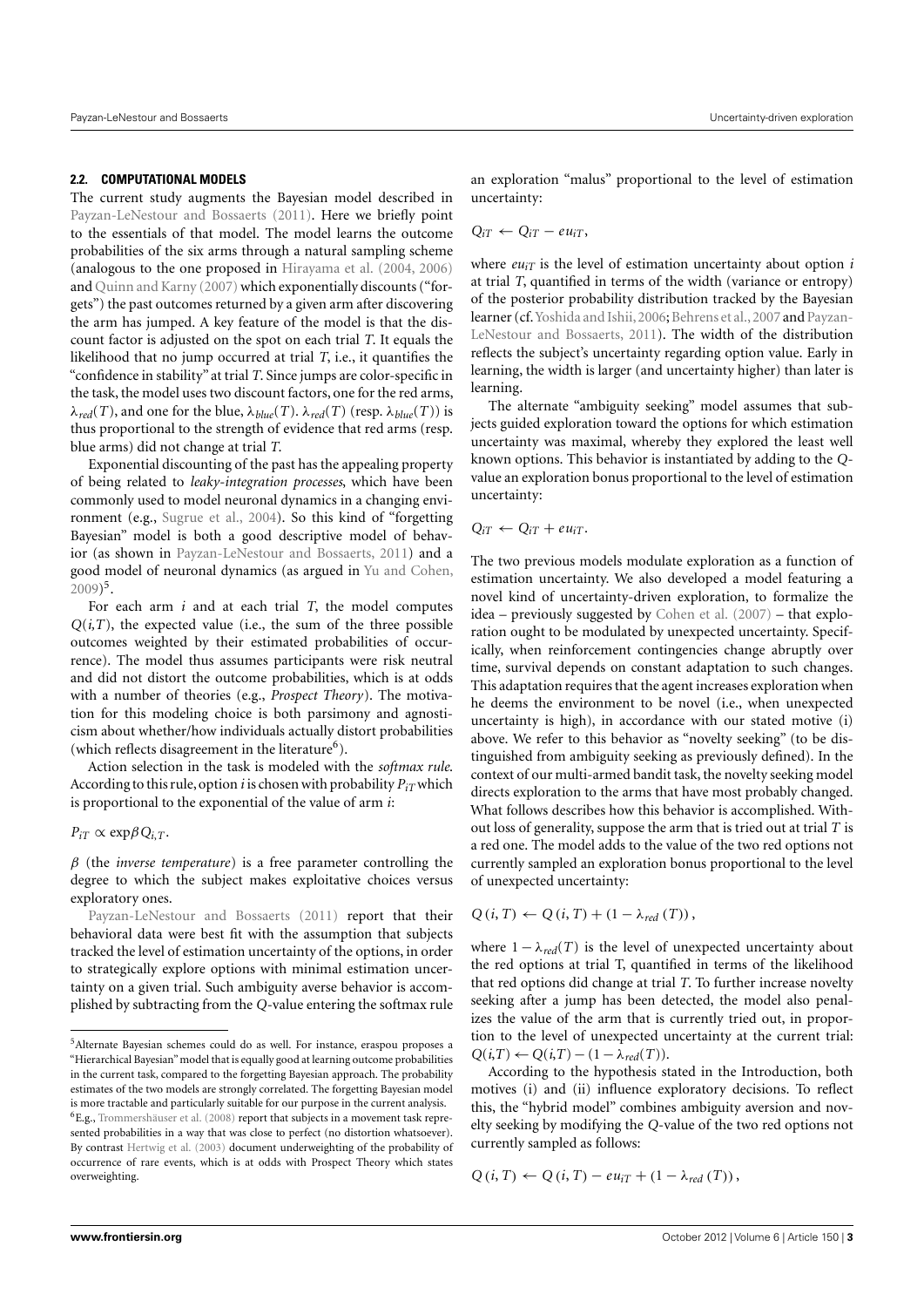### 2.2. COMPUTATIONAL MODELS

The current study augments the Bayesian model described in Payzan-LeNestour and Bossaerts (2011). Here we briefly point to the essentials of that model. The model learns the outcome probabilities of the six arms through a natural sampling scheme (analogous to the one proposed in Hirayama et al. (2004, 2006) and Quinn and Karny (2007) which exponentially discounts ("forgets") the past outcomes returned by a given arm after discovering the arm has jumped. A key feature of the model is that the discount factor is adjusted on the spot on each trial $T$. It equals the likelihood that no jump occurred at trial $T$, i.e., it quantifies the "confidence in stability" at trial $T$. Since jumps are color-specific in the task, the model uses two discount factors, one for the red arms, $\lambda_{red}(T)$, and one for the blue, $\lambda_{blue}(T)$. $\lambda_{red}(T)$ (resp. $\lambda_{blue}(T)$) is thus proportional to the strength of evidence that red arms (resp. blue arms) did not change at trial $T$.

Exponential discounting of the past has the appealing property of being related to *leaky-integration processes*, which have been commonly used to model neuronal dynamics in a changing environment (e.g., Sugrue et al., 2004). So this kind of "forgetting Bayesian" model is both a good descriptive model of behavior (as shown in Payzan-LeNestour and Bossaerts, 2011) and a good model of neuronal dynamics (as argued in Yu and Cohen, 2009)[5].

For each arm $i$ and at each trial $T$, the model computes $Q(i,T)$, the expected value (i.e., the sum of the three possible outcomes weighted by their estimated probabilities of occurrence). The model thus assumes participants were risk neutral and did not distort the outcome probabilities, which is at odds with a number of theories (e.g., *Prospect Theory*). The motivation for this modeling choice is both parsimony and agnosticism about whether/how individuals actually distort probabilities (which reflects disagreement in the literature[6]).

Action selection in the task is modeled with the *softmax rule*. According to this rule, option $i$ is chosen with probability $P_{iT}$ which is proportional to the exponential of the value of arm $i$:

$$P_{iT} \propto \exp \beta Q_{i,T}.$$

$\beta$ (the *inverse temperature*) is a free parameter controlling the degree to which the subject makes exploitative choices versus exploratory ones.

Payzan-LeNestour and Bossaerts (2011) report that their behavioral data were best fit with the assumption that subjects tracked the level of estimation uncertainty of the options, in order to strategically explore options with minimal estimation uncertainty on a given trial. Such ambiguity averse behavior is accomplished by subtracting from the $Q$-value entering the softmax rule an exploration "malus" proportional to the level of estimation uncertainty:

$$Q_{iT} \leftarrow Q_{iT} - eu_{iT},$$

where $eu_{iT}$ is the level of estimation uncertainty about option $i$ at trial $T$, quantified in terms of the width (variance or entropy) of the posterior probability distribution tracked by the Bayesian learner (cf. Yoshida and Ishii, 2006; Behrens et al., 2007 and Payzan-LeNestour and Bossaerts, 2011). The width of the distribution reflects the subject's uncertainty regarding option value. Early in learning, the width is larger (and uncertainty higher) than later is learning.

The alternate "ambiguity seeking" model assumes that subjects guided exploration toward the options for which estimation uncertainty was maximal, whereby they explored the least well known options. This behavior is instantiated by adding to the $Q$-value an exploration bonus proportional to the level of estimation uncertainty:

$$Q_{iT} \leftarrow Q_{iT} + eu_{iT}.$$

The two previous models modulate exploration as a function of estimation uncertainty. We also developed a model featuring a novel kind of uncertainty-driven exploration, to formalize the idea – previously suggested by Cohen et al. (2007) – that exploration ought to be modulated by unexpected uncertainty. Specifically, when reinforcement contingencies change abruptly over time, survival depends on constant adaptation to such changes. This adaptation requires that the agent increases exploration when he deems the environment to be novel (i.e., when unexpected uncertainty is high), in accordance with our stated motive (i) above. We refer to this behavior as "novelty seeking" (to be distinguished from ambiguity seeking as previously defined). In the context of our multi-armed bandit task, the novelty seeking model directs exploration to the arms that have most probably changed. What follows describes how this behavior is accomplished. Without loss of generality, suppose the arm that is tried out at trial $T$ is a red one. The model adds to the value of the two red options not currently sampled an exploration bonus proportional to the level of unexpected uncertainty:

$$Q(i,T) \leftarrow Q(i,T) + (1 - \lambda_{red}(T)),$$

where $1 - \lambda_{red}(T)$ is the level of unexpected uncertainty about the red options at trial T, quantified in terms of the likelihood that red options did change at trial $T$. To further increase novelty seeking after a jump has been detected, the model also penalizes the value of the arm that is currently tried out, in proportion to the level of unexpected uncertainty at the current trial: $Q(i,T) \leftarrow Q(i,T) - (1 - \lambda_{red}(T))$.

According to the hypothesis stated in the Introduction, both motives (i) and (ii) influence exploratory decisions. To reflect this, the "hybrid model" combines ambiguity aversion and novelty seeking by modifying the $Q$-value of the two red options not currently sampled as follows:

$$Q(i,T) \leftarrow Q(i,T) - eu_{iT} + (1 - \lambda_{red}(T)),$$

[5] Alternate Bayesian schemes could do as well. For instance, eraspou proposes a "Hierarchical Bayesian" model that is equally good at learning outcome probabilities in the current task, compared to the forgetting Bayesian approach. The probability estimates of the two models are strongly correlated. The forgetting Bayesian model is more tractable and particularly suitable for our purpose in the current analysis.

[6] E.g., Trommershäuser et al. (2008) report that subjects in a movement task represented probabilities in a way that was close to perfect (no distortion whatsoever). By contrast Hertwig et al. (2003) document underweighting of the probability of occurrence of rare events, which is at odds with Prospect Theory which states overweighting.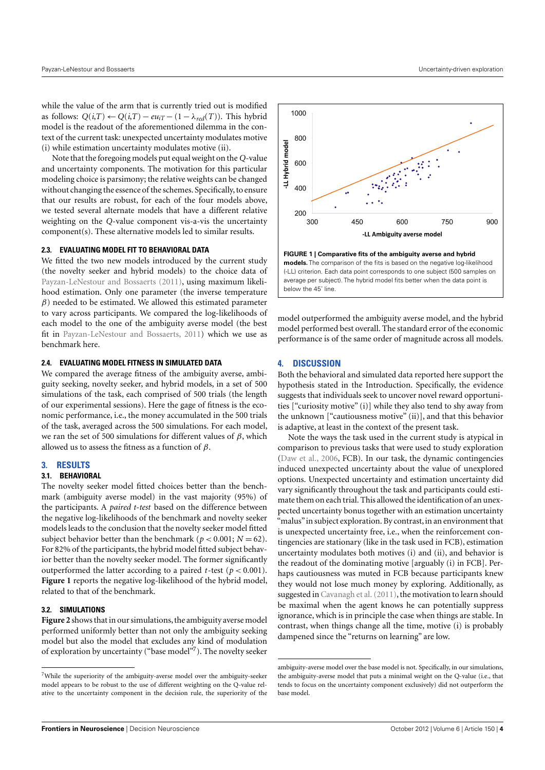while the value of the arm that is currently tried out is modified as follows: $Q(i,T) \leftarrow Q(i,T) - eu_{iT} - (1 - \lambda_{red}(T))$. This hybrid model is the readout of the aforementioned dilemma in the context of the current task: unexpected uncertainty modulates motive (i) while estimation uncertainty modulates motive (ii).

Note that the foregoing models put equal weight on the $Q$-value and uncertainty components. The motivation for this particular modeling choice is parsimony; the relative weights can be changed without changing the essence of the schemes. Specifically, to ensure that our results are robust, for each of the four models above, we tested several alternate models that have a different relative weighting on the $Q$-value component vis-a-vis the uncertainty component(s). These alternative models led to similar results.

### 2.3. EVALUATING MODEL FIT TO BEHAVIORAL DATA

We fitted the two new models introduced by the current study (the novelty seeker and hybrid models) to the choice data of Payzan-LeNestour and Bossaerts (2011), using maximum likelihood estimation. Only one parameter (the inverse temperature $\beta$) needed to be estimated. We allowed this estimated parameter to vary across participants. We compared the log-likelihoods of each model to the one of the ambiguity averse model (the best fit in Payzan-LeNestour and Bossaerts, 2011) which we use as benchmark here.

### 2.4. EVALUATING MODEL FITNESS IN SIMULATED DATA

We compared the average fitness of the ambiguity averse, ambiguity seeking, novelty seeker, and hybrid models, in a set of 500 simulations of the task, each comprised of 500 trials (the length of our experimental sessions). Here the gage of fitness is the economic performance, i.e., the money accumulated in the 500 trials of the task, averaged across the 500 simulations. For each model, we ran the set of 500 simulations for different values of $\beta$, which allowed us to assess the fitness as a function of $\beta$.

## 3. RESULTS

### 3.1. BEHAVIORAL

The novelty seeker model fitted choices better than the benchmark (ambiguity averse model) in the vast majority (95%) of the participants. A *paired t-test* based on the difference between the negative log-likelihoods of the benchmark and novelty seeker models leads to the conclusion that the novelty seeker model fitted subject behavior better than the benchmark ($p < 0.001$; $N = 62$). For 82% of the participants, the hybrid model fitted subject behavior better than the novelty seeker model. The former significantly outperformed the latter according to a paired $t$-test ($p < 0.001$). **Figure 1** reports the negative log-likelihood of the hybrid model, related to that of the benchmark.

### 3.2. SIMULATIONS

**Figure 2** shows that in our simulations, the ambiguity averse model performed uniformly better than not only the ambiguity seeking model but also the model that excludes any kind of modulation of exploration by uncertainty ("base model"[7]). The novelty seeker model outperformed the ambiguity averse model, and the hybrid model performed best overall. The standard error of the economic performance is of the same order of magnitude across all models.

**FIGURE 1 | Comparative fits of the ambiguity averse and hybrid models.** The comparison of the fits is based on the negative log-likelihood (-LL) criterion. Each data point corresponds to one subject (500 samples on average per subject). The hybrid model fits better when the data point is below the 45° line.

## 4. DISCUSSION

Both the behavioral and simulated data reported here support the hypothesis stated in the Introduction. Specifically, the evidence suggests that individuals seek to uncover novel reward opportunities ["curiosity motive" (i)] while they also tend to shy away from the unknown ["cautiousness motive" (ii)], and that this behavior is adaptive, at least in the context of the present task.

Note the ways the task used in the current study is atypical in comparison to previous tasks that were used to study exploration (Daw et al., 2006, FCB). In our task, the dynamic contingencies induced unexpected uncertainty about the value of unexplored options. Unexpected uncertainty and estimation uncertainty did vary significantly throughout the task and participants could estimate them on each trial. This allowed the identification of an unexpected uncertainty bonus together with an estimation uncertainty "malus" in subject exploration. By contrast, in an environment that is unexpected uncertainty free, i.e., when the reinforcement contingencies are stationary (like in the task used in FCB), estimation uncertainty modulates both motives (i) and (ii), and behavior is the readout of the dominating motive [arguably (i) in FCB]. Perhaps cautiousness was muted in FCB because participants knew they would not lose much money by exploring. Additionally, as suggested in Cavanagh et al. (2011), the motivation to learn should be maximal when the agent knows he can potentially suppress ignorance, which is in principle the case when things are stable. In contrast, when things change all the time, motive (i) is probably dampened since the "returns on learning" are low.

[7] While the superiority of the ambiguity-averse model over the ambiguity-seeker model appears to be robust to the use of different weighting on the Q-value relative to the uncertainty component in the decision rule, the superiority of the ambiguity-averse model over the base model is not. Specifically, in our simulations, the ambiguity-averse model that puts a minimal weight on the Q-value (i.e., that tends to focus on the uncertainty component exclusively) did not outperform the base model.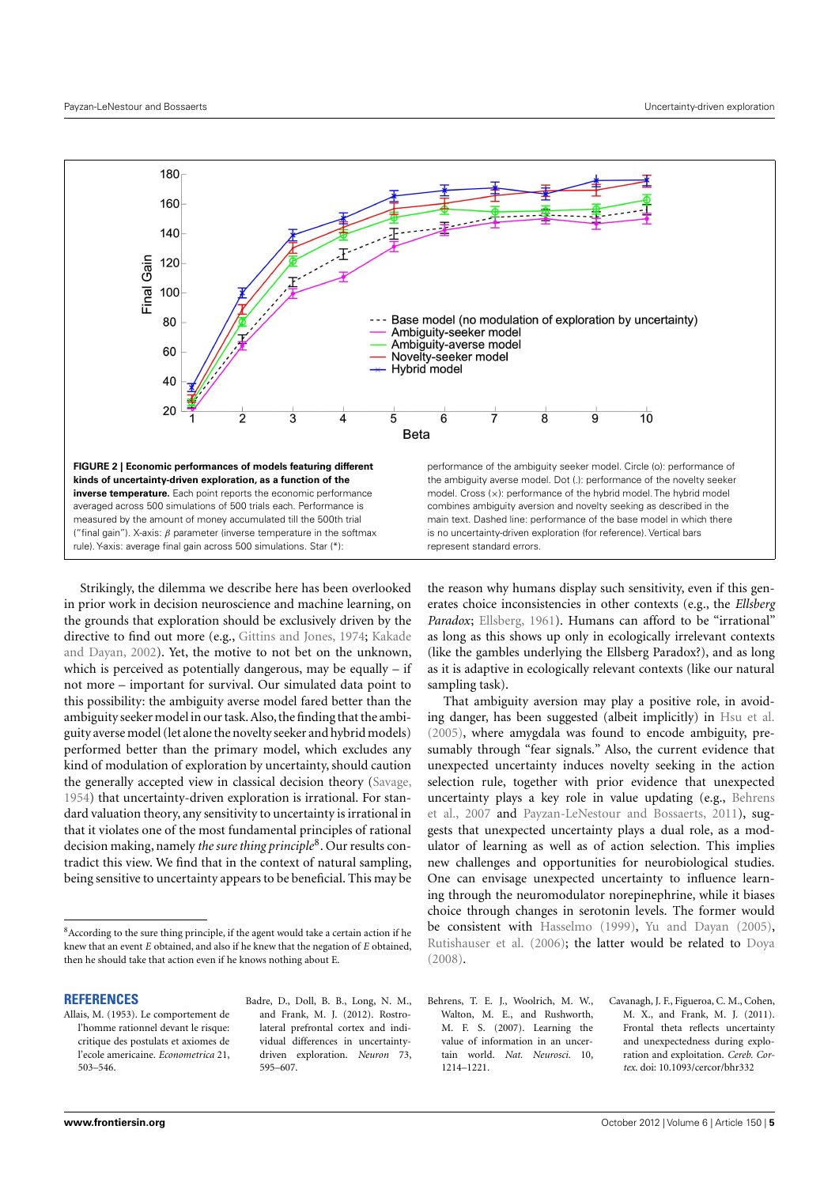**FIGURE 2 | Economic performances of models featuring different kinds of uncertainty-driven exploration, as a function of the inverse temperature.** Each point reports the economic performance averaged across 500 simulations of 500 trials each. Performance is measured by the amount of money accumulated till the 500th trial ("final gain"). X-axis: $\beta$ parameter (inverse temperature in the softmax rule). Y-axis: average final gain across 500 simulations. Star (*): performance of the ambiguity seeker model. Circle (o): performance of the ambiguity averse model. Dot (.): performance of the novelty seeker model. Cross (×): performance of the hybrid model. The hybrid model combines ambiguity aversion and novelty seeking as described in the main text. Dashed line: performance of the base model in which there is no uncertainty-driven exploration (for reference). Vertical bars represent standard errors.

Strikingly, the dilemma we describe here has been overlooked in prior work in decision neuroscience and machine learning, on the grounds that exploration should be exclusively driven by the directive to find out more (e.g., Gittins and Jones, 1974; Kakade and Dayan, 2002). Yet, the motive to not bet on the unknown, which is perceived as potentially dangerous, may be equally – if not more – important for survival. Our simulated data point to this possibility: the ambiguity averse model fared better than the ambiguity seeker model in our task. Also, the finding that the ambiguity averse model (let alone the novelty seeker and hybrid models) performed better than the primary model, which excludes any kind of modulation of exploration by uncertainty, should caution the generally accepted view in classical decision theory (Savage, 1954) that uncertainty-driven exploration is irrational. For standard valuation theory, any sensitivity to uncertainty is irrational in that it violates one of the most fundamental principles of rational decision making, namely *the sure thing principle*[8]. Our results contradict this view. We find that in the context of natural sampling, being sensitive to uncertainty appears to be beneficial. This may be the reason why humans display such sensitivity, even if this generates choice inconsistencies in other contexts (e.g., the *Ellsberg Paradox*; Ellsberg, 1961). Humans can afford to be "irrational" as long as this shows up only in ecologically irrelevant contexts (like the gambles underlying the Ellsberg Paradox?), and as long as it is adaptive in ecologically relevant contexts (like our natural sampling task).

That ambiguity aversion may play a positive role, in avoiding danger, has been suggested (albeit implicitly) in Hsu et al. (2005), where amygdala was found to encode ambiguity, presumably through "fear signals." Also, the current evidence that unexpected uncertainty induces novelty seeking in the action selection rule, together with prior evidence that unexpected uncertainty plays a key role in value updating (e.g., Behrens et al., 2007 and Payzan-LeNestour and Bossaerts, 2011), suggests that unexpected uncertainty plays a dual role, as a modulator of learning as well as of action selection. This implies new challenges and opportunities for neurobiological studies. One can envisage unexpected uncertainty to influence learning through the neuromodulator norepinephrine, while it biases choice through changes in serotonin levels. The former would be consistent with Hasselmo (1999), Yu and Dayan (2005), Rutishauser et al. (2006); the latter would be related to Doya (2008).

[8] According to the sure thing principle, if the agent would take a certain action if he knew that an event *E* obtained, and also if he knew that the negation of *E* obtained, then he should take that action even if he knows nothing about E.

## REFERENCES

Allais, M. (1953). Le comportement de l'homme rationnel devant le risque: critique des postulats et axiomes de l'ecole americaine. *Econometrica* 21, 503–546.

Badre, D., Doll, B. B., Long, N. M., and Frank, M. J. (2012). Rostrolateral prefrontal cortex and individual differences in uncertainty-driven exploration. *Neuron* 73, 595–607.

Behrens, T. E. J., Woolrich, M. W., Walton, M. E., and Rushworth, M. F. S. (2007). Learning the value of information in an uncertain world. *Nat. Neurosci.* 10, 1214–1221.

Cavanagh, J. F., Figueroa, C. M., Cohen, M. X., and Frank, M. J. (2011). Frontal theta reflects uncertainty and unexpectedness during exploration and exploitation. *Cereb. Cortex.* doi: 10.1093/cercor/bhr332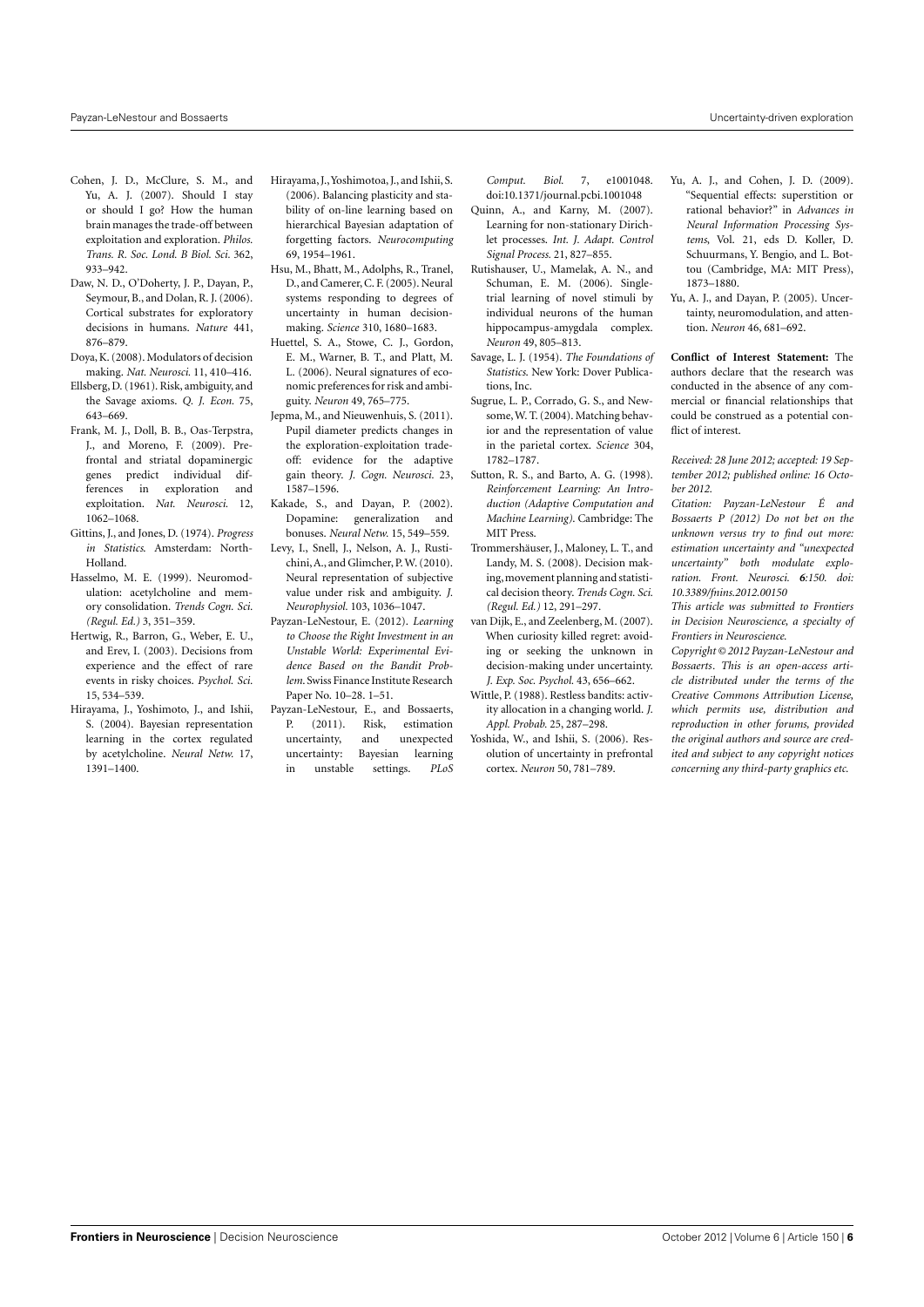Cohen, J. D., McClure, S. M., and Yu, A. J. (2007). Should I stay or should I go? How the human brain manages the trade-off between exploitation and exploration. *Philos. Trans. R. Soc. Lond. B Biol. Sci.* 362, 933–942.

Daw, N. D., O'Doherty, J. P., Dayan, P., Seymour, B., and Dolan, R. J. (2006). Cortical substrates for exploratory decisions in humans. *Nature* 441, 876–879.

Doya, K. (2008). Modulators of decision making. *Nat. Neurosci.* 11, 410–416.

Ellsberg, D. (1961). Risk, ambiguity, and the Savage axioms. *Q. J. Econ.* 75, 643–669.

Frank, M. J., Doll, B. B., Oas-Terpstra, J., and Moreno, F. (2009). Prefrontal and striatal dopaminergic genes predict individual differences in exploration and exploitation. *Nat. Neurosci.* 12, 1062–1068.

Gittins, J., and Jones, D. (1974). *Progress in Statistics.* Amsterdam: North-Holland.

Hasselmo, M. E. (1999). Neuromodulation: acetylcholine and memory consolidation. *Trends Cogn. Sci. (Regul. Ed.)* 3, 351–359.

Hertwig, R., Barron, G., Weber, E. U., and Erev, I. (2003). Decisions from experience and the effect of rare events in risky choices. *Psychol. Sci.* 15, 534–539.

Hirayama, J., Yoshimoto, J., and Ishii, S. (2004). Bayesian representation learning in the cortex regulated by acetylcholine. *Neural Netw.* 17, 1391–1400.

Hirayama, J., Yoshimotoa, J., and Ishii, S. (2006). Balancing plasticity and stability of on-line learning based on hierarchical Bayesian adaptation of forgetting factors. *Neurocomputing* 69, 1954–1961.

Hsu, M., Bhatt, M., Adolphs, R., Tranel, D., and Camerer, C. F. (2005). Neural systems responding to degrees of uncertainty in human decision-making. *Science* 310, 1680–1683.

Huettel, S. A., Stowe, C. J., Gordon, E. M., Warner, B. T., and Platt, M. L. (2006). Neural signatures of economic preferences for risk and ambiguity. *Neuron* 49, 765–775.

Jepma, M., and Nieuwenhuis, S. (2011). Pupil diameter predicts changes in the exploration-exploitation trade-off: evidence for the adaptive gain theory. *J. Cogn. Neurosci.* 23, 1587–1596.

Kakade, S., and Dayan, P. (2002). Dopamine: generalization and bonuses. *Neural Netw.* 15, 549–559.

Levy, I., Snell, J., Nelson, A. J., Rustichini, A., and Glimcher, P. W. (2010). Neural representation of subjective value under risk and ambiguity. *J. Neurophysiol.* 103, 1036–1047.

Payzan-LeNestour, E. (2012). *Learning to Choose the Right Investment in an Unstable World: Experimental Evidence Based on the Bandit Problem.* Swiss Finance Institute Research Paper No. 10–28. 1–51.

Payzan-LeNestour, E., and Bossaerts, P. (2011). Risk, estimation uncertainty, and unexpected uncertainty: Bayesian learning in unstable settings. *PLoS Comput. Biol.* 7, e1001048. doi:10.1371/journal.pcbi.1001048

Quinn, A., and Karny, M. (2007). Learning for non-stationary Dirichlet processes. *Int. J. Adapt. Control Signal Process.* 21, 827–855.

Rutishauser, U., Mamelak, A. N., and Schuman, E. M. (2006). Single-trial learning of novel stimuli by individual neurons of the human hippocampus-amygdala complex. *Neuron* 49, 805–813.

Savage, L. J. (1954). *The Foundations of Statistics.* New York: Dover Publications, Inc.

Sugrue, L. P., Corrado, G. S., and Newsome, W. T. (2004). Matching behavior and the representation of value in the parietal cortex. *Science* 304, 1782–1787.

Sutton, R. S., and Barto, A. G. (1998). *Reinforcement Learning: An Introduction (Adaptive Computation and Machine Learning).* Cambridge: The MIT Press.

Trommershäuser, J., Maloney, L. T., and Landy, M. S. (2008). Decision making, movement planning and statistical decision theory. *Trends Cogn. Sci. (Regul. Ed.)* 12, 291–297.

van Dijk, E., and Zeelenberg, M. (2007). When curiosity killed regret: avoiding or seeking the unknown in decision-making under uncertainty. *J. Exp. Soc. Psychol.* 43, 656–662.

Wittle, P. (1988). Restless bandits: activity allocation in a changing world. *J. Appl. Probab.* 25, 287–298.

Yoshida, W., and Ishii, S. (2006). Resolution of uncertainty in prefrontal cortex. *Neuron* 50, 781–789.

Yu, A. J., and Cohen, J. D. (2009). "Sequential effects: superstition or rational behavior?" in *Advances in Neural Information Processing Systems*, Vol. 21, eds D. Koller, D. Schuurmans, Y. Bengio, and L. Bottou (Cambridge, MA: MIT Press), 1873–1880.

Yu, A. J., and Dayan, P. (2005). Uncertainty, neuromodulation, and attention. *Neuron* 46, 681–692.

**Conflict of Interest Statement:** The authors declare that the research was conducted in the absence of any commercial or financial relationships that could be construed as a potential conflict of interest.

*Received: 28 June 2012; accepted: 19 September 2012; published online: 16 October 2012.*

*Citation: Payzan-LeNestour É and Bossaerts P (2012) Do not bet on the unknown versus try to find out more: estimation uncertainty and "unexpected uncertainty" both modulate exploration. Front. Neurosci.* ***6****:150. doi: 10.3389/fnins.2012.00150*

*This article was submitted to Frontiers in Decision Neuroscience, a specialty of Frontiers in Neuroscience.*

*Copyright © 2012 Payzan-LeNestour and Bossaerts. This is an open-access article distributed under the terms of the Creative Commons Attribution License, which permits use, distribution and reproduction in other forums, provided the original authors and source are credited and subject to any copyright notices concerning any third-party graphics etc.*